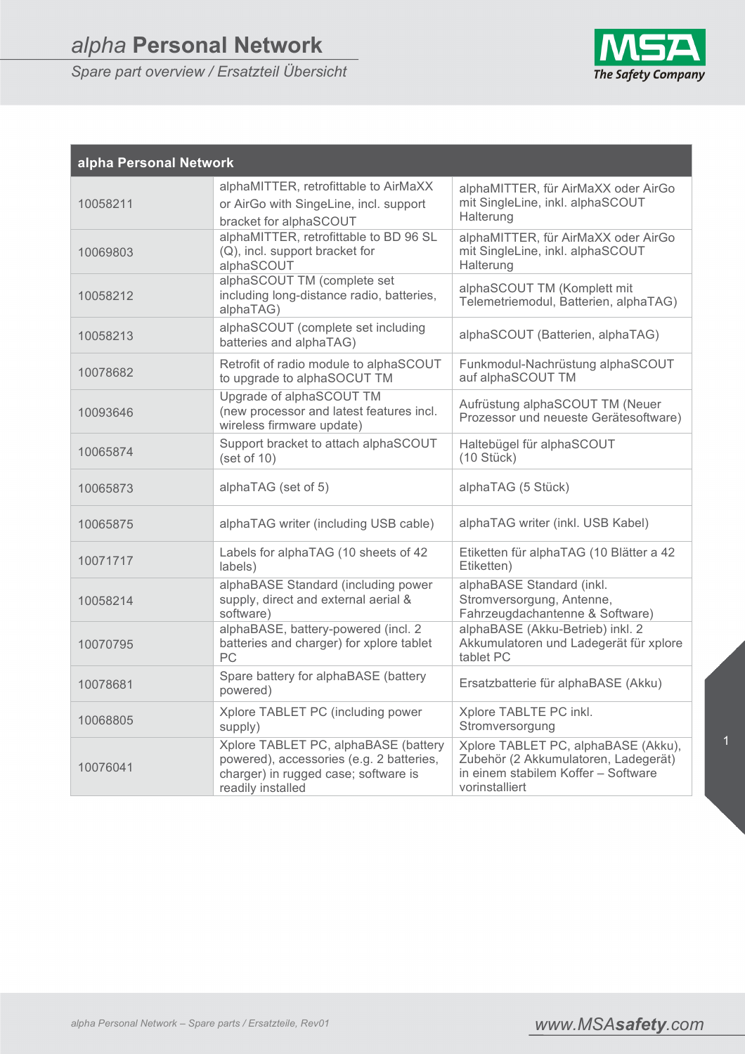# *alpha* Personal Network

*Spare part overview / Ersatzteil Übersicht*

| alpha Personal Network | | |
|---|---|---|
| 10058211 | alphaMITTER, retrofittable to AirMaXX or AirGo with SingeLine, incl. support bracket for alphaSCOUT | alphaMITTER, für AirMaXX oder AirGo mit SingleLine, inkl. alphaSCOUT Halterung |
| 10069803 | alphaMITTER, retrofittable to BD 96 SL (Q), incl. support bracket for alphaSCOUT | alphaMITTER, für AirMaXX oder AirGo mit SingleLine, inkl. alphaSCOUT Halterung |
| 10058212 | alphaSCOUT TM (complete set including long-distance radio, batteries, alphaTAG) | alphaSCOUT TM (Komplett mit Telemetriemodul, Batterien, alphaTAG) |
| 10058213 | alphaSCOUT (complete set including batteries and alphaTAG) | alphaSCOUT (Batterien, alphaTAG) |
| 10078682 | Retrofit of radio module to alphaSCOUT to upgrade to alphaSOCUT TM | Funkmodul-Nachrüstung alphaSCOUT auf alphaSCOUT TM |
| 10093646 | Upgrade of alphaSCOUT TM (new processor and latest features incl. wireless firmware update) | Aufrüstung alphaSCOUT TM (Neuer Prozessor und neueste Gerätesoftware) |
| 10065874 | Support bracket to attach alphaSCOUT (set of 10) | Haltebügel für alphaSCOUT (10 Stück) |
| 10065873 | alphaTAG (set of 5) | alphaTAG (5 Stück) |
| 10065875 | alphaTAG writer (including USB cable) | alphaTAG writer (inkl. USB Kabel) |
| 10071717 | Labels for alphaTAG (10 sheets of 42 labels) | Etiketten für alphaTAG (10 Blätter a 42 Etiketten) |
| 10058214 | alphaBASE Standard (including power supply, direct and external aerial & software) | alphaBASE Standard (inkl. Stromversorgung, Antenne, Fahrzeugdachantenne & Software) |
| 10070795 | alphaBASE, battery-powered (incl. 2 batteries and charger) for xplore tablet PC | alphaBASE (Akku-Betrieb) inkl. 2 Akkumulatoren und Ladegerät für xplore tablet PC |
| 10078681 | Spare battery for alphaBASE (battery powered) | Ersatzbatterie für alphaBASE (Akku) |
| 10068805 | Xplore TABLET PC (including power supply) | Xplore TABLTE PC inkl. Stromversorgung |
| 10076041 | Xplore TABLET PC, alphaBASE (battery powered), accessories (e.g. 2 batteries, charger) in rugged case; software is readily installed | Xplore TABLET PC, alphaBASE (Akku), Zubehör (2 Akkumulatoren, Ladegerät) in einem stabilem Koffer – Software vorinstalliert |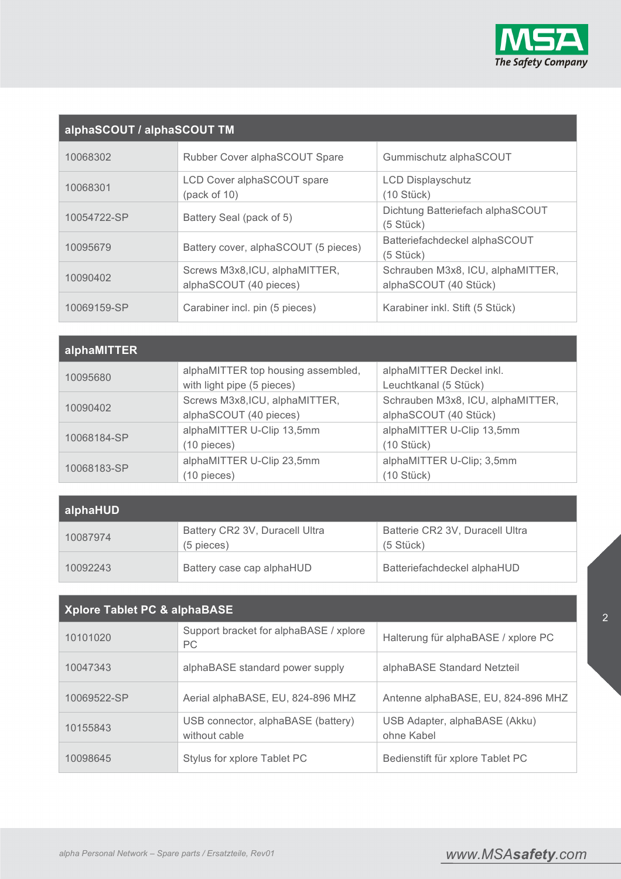| alphaSCOUT / alphaSCOUT TM | | |
|---|---|---|
| 10068302 | Rubber Cover alphaSCOUT Spare | Gummischutz alphaSCOUT |
| 10068301 | LCD Cover alphaSCOUT spare (pack of 10) | LCD Displayschutz (10 Stück) |
| 10054722-SP | Battery Seal (pack of 5) | Dichtung Batteriefach alphaSCOUT (5 Stück) |
| 10095679 | Battery cover, alphaSCOUT (5 pieces) | Batteriefachdeckel alphaSCOUT (5 Stück) |
| 10090402 | Screws M3x8,ICU, alphaMITTER, alphaSCOUT (40 pieces) | Schrauben M3x8, ICU, alphaMITTER, alphaSCOUT (40 Stück) |
| 10069159-SP | Carabiner incl. pin (5 pieces) | Karabiner inkl. Stift (5 Stück) |

| alphaMITTER | | |
|---|---|---|
| 10095680 | alphaMITTER top housing assembled, with light pipe (5 pieces) | alphaMITTER Deckel inkl. Leuchtkanal (5 Stück) |
| 10090402 | Screws M3x8,ICU, alphaMITTER, alphaSCOUT (40 pieces) | Schrauben M3x8, ICU, alphaMITTER, alphaSCOUT (40 Stück) |
| 10068184-SP | alphaMITTER U-Clip 13,5mm (10 pieces) | alphaMITTER U-Clip 13,5mm (10 Stück) |
| 10068183-SP | alphaMITTER U-Clip 23,5mm (10 pieces) | alphaMITTER U-Clip; 3,5mm (10 Stück) |

| alphaHUD | | |
|---|---|---|
| 10087974 | Battery CR2 3V, Duracell Ultra (5 pieces) | Batterie CR2 3V, Duracell Ultra (5 Stück) |
| 10092243 | Battery case cap alphaHUD | Batteriefachdeckel alphaHUD |

| Xplore Tablet PC & alphaBASE | | |
|---|---|---|
| 10101020 | Support bracket for alphaBASE / xplore PC | Halterung für alphaBASE / xplore PC |
| 10047343 | alphaBASE standard power supply | alphaBASE Standard Netzteil |
| 10069522-SP | Aerial alphaBASE, EU, 824-896 MHZ | Antenne alphaBASE, EU, 824-896 MHZ |
| 10155843 | USB connector, alphaBASE (battery) without cable | USB Adapter, alphaBASE (Akku) ohne Kabel |
| 10098645 | Stylus for xplore Tablet PC | Bedienstift für xplore Tablet PC |